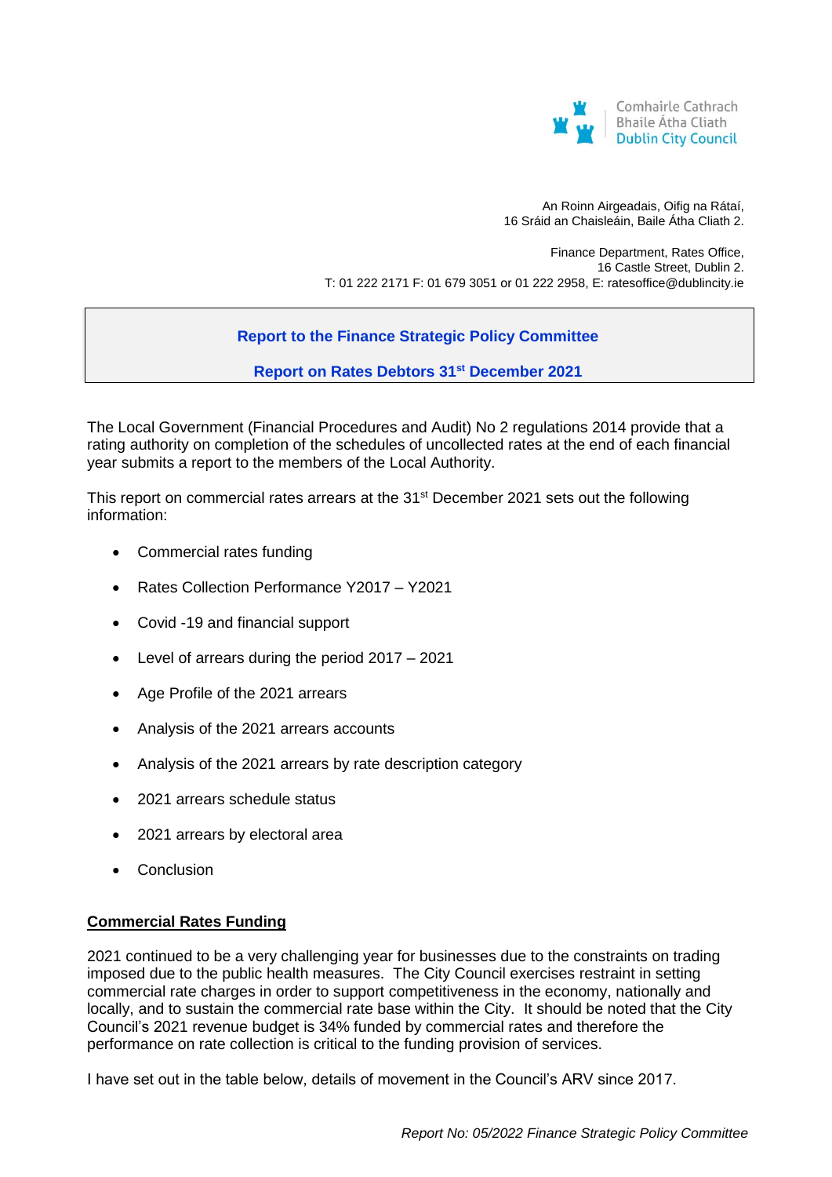Comhairle Cathrach
Bhaile Átha Cliath
Dublin City Council

An Roinn Airgeadais, Oifig na Rátaí,
16 Sráid an Chaisleáin, Baile Átha Cliath 2.

Finance Department, Rates Office,
16 Castle Street, Dublin 2.
T: 01 222 2171 F: 01 679 3051 or 01 222 2958, E: ratesoffice@dublincity.ie

## Report to the Finance Strategic Policy Committee

## Report on Rates Debtors 31st December 2021

The Local Government (Financial Procedures and Audit) No 2 regulations 2014 provide that a rating authority on completion of the schedules of uncollected rates at the end of each financial year submits a report to the members of the Local Authority.

This report on commercial rates arrears at the 31st December 2021 sets out the following information:

- Commercial rates funding
- Rates Collection Performance Y2017 – Y2021
- Covid -19 and financial support
- Level of arrears during the period 2017 – 2021
- Age Profile of the 2021 arrears
- Analysis of the 2021 arrears accounts
- Analysis of the 2021 arrears by rate description category
- 2021 arrears schedule status
- 2021 arrears by electoral area
- Conclusion

### Commercial Rates Funding

2021 continued to be a very challenging year for businesses due to the constraints on trading imposed due to the public health measures. The City Council exercises restraint in setting commercial rate charges in order to support competitiveness in the economy, nationally and locally, and to sustain the commercial rate base within the City. It should be noted that the City Council's 2021 revenue budget is 34% funded by commercial rates and therefore the performance on rate collection is critical to the funding provision of services.

I have set out in the table below, details of movement in the Council's ARV since 2017.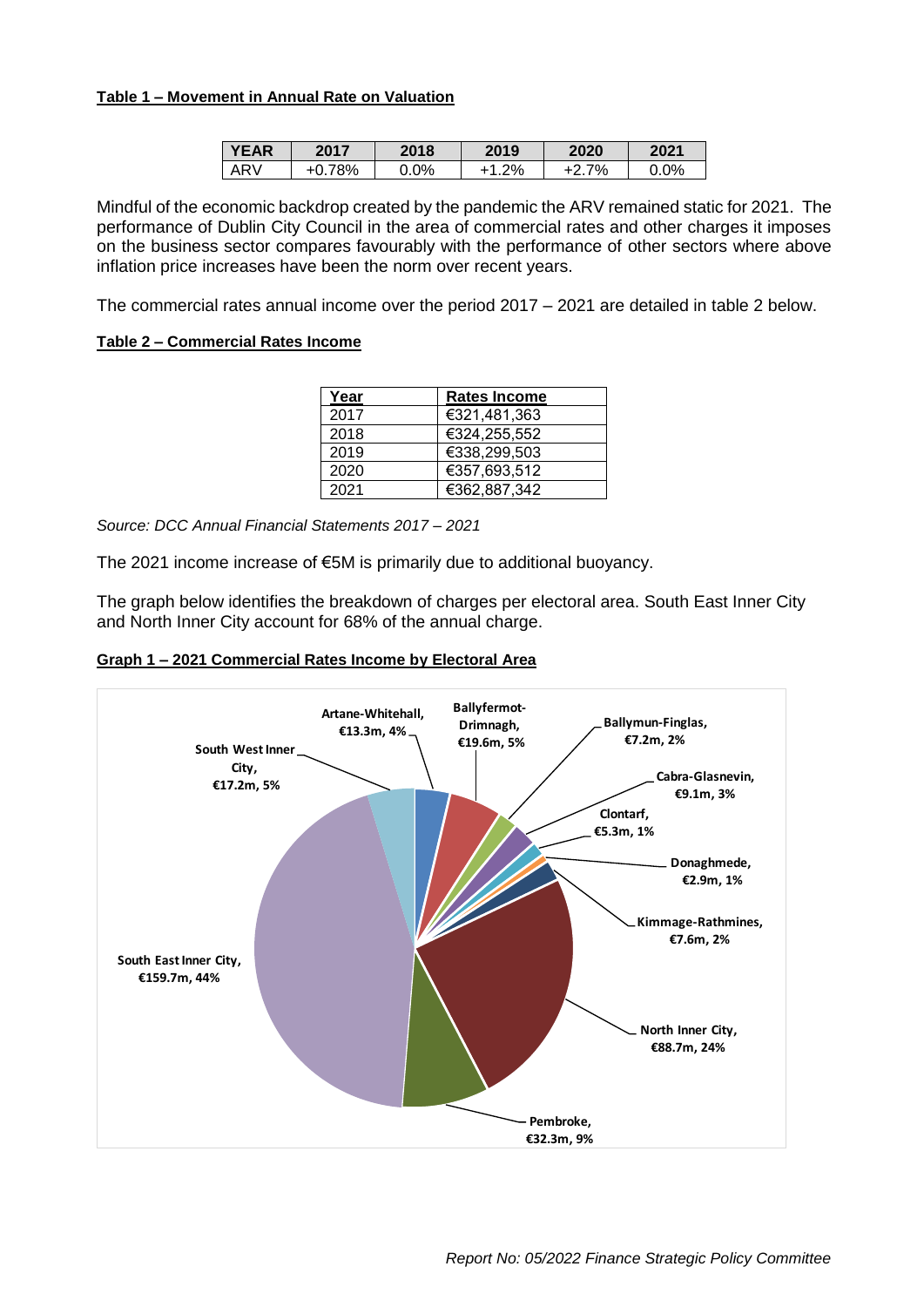**Table 1 – Movement in Annual Rate on Valuation**

| YEAR | 2017 | 2018 | 2019 | 2020 | 2021 |
|---|---|---|---|---|---|
| ARV | +0.78% | 0.0% | +1.2% | +2.7% | 0.0% |

Mindful of the economic backdrop created by the pandemic the ARV remained static for 2021. The performance of Dublin City Council in the area of commercial rates and other charges it imposes on the business sector compares favourably with the performance of other sectors where above inflation price increases have been the norm over recent years.

The commercial rates annual income over the period 2017 – 2021 are detailed in table 2 below.

**Table 2 – Commercial Rates Income**

| Year | Rates Income |
|---|---|
| 2017 | €321,481,363 |
| 2018 | €324,255,552 |
| 2019 | €338,299,503 |
| 2020 | €357,693,512 |
| 2021 | €362,887,342 |

*Source: DCC Annual Financial Statements 2017 – 2021*

The 2021 income increase of €5M is primarily due to additional buoyancy.

The graph below identifies the breakdown of charges per electoral area. South East Inner City and North Inner City account for 68% of the annual charge.

**Graph 1 – 2021 Commercial Rates Income by Electoral Area**

- Artane-Whitehall, €13.3m, 4%
- Ballyfermot-Drimnagh, €19.6m, 5%
- Ballymun-Finglas, €7.2m, 2%
- Cabra-Glasnevin, €9.1m, 3%
- Clontarf, €5.3m, 1%
- Donaghmede, €2.9m, 1%
- Kimmage-Rathmines, €7.6m, 2%
- North Inner City, €88.7m, 24%
- Pembroke, €32.3m, 9%
- South East Inner City, €159.7m, 44%
- South West Inner City, €17.2m, 5%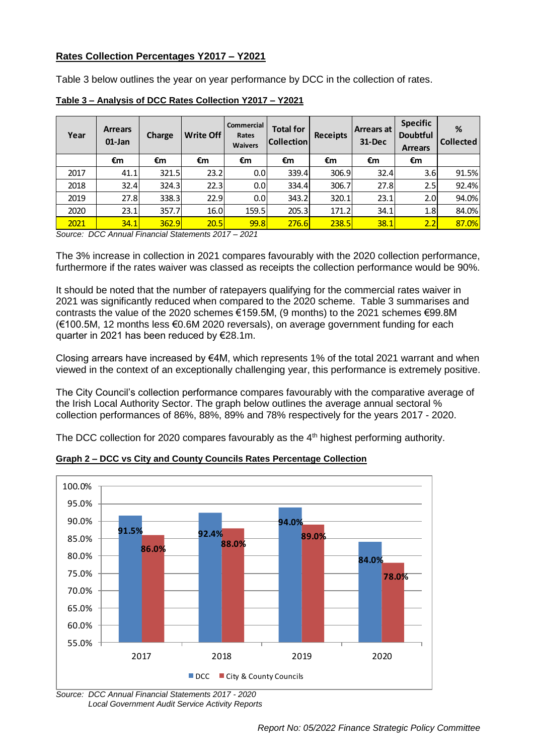**Rates Collection Percentages Y2017 – Y2021**

Table 3 below outlines the year on year performance by DCC in the collection of rates.

**Table 3 – Analysis of DCC Rates Collection Y2017 – Y2021**

| Year | Arrears 01-Jan | Charge | Write Off | Commercial Rates Waivers | Total for Collection | Receipts | Arrears at 31-Dec | Specific Doubtful Arrears | % Collected |
|---|---|---|---|---|---|---|---|---|---|
| | €m | €m | €m | €m | €m | €m | €m | €m | |
| 2017 | 41.1 | 321.5 | 23.2 | 0.0 | 339.4 | 306.9 | 32.4 | 3.6 | 91.5% |
| 2018 | 32.4 | 324.3 | 22.3 | 0.0 | 334.4 | 306.7 | 27.8 | 2.5 | 92.4% |
| 2019 | 27.8 | 338.3 | 22.9 | 0.0 | 343.2 | 320.1 | 23.1 | 2.0 | 94.0% |
| 2020 | 23.1 | 357.7 | 16.0 | 159.5 | 205.3 | 171.2 | 34.1 | 1.8 | 84.0% |
| 2021 | 34.1 | 362.9 | 20.5 | 99.8 | 276.6 | 238.5 | 38.1 | 2.2 | 87.0% |

*Source: DCC Annual Financial Statements 2017 – 2021*

The 3% increase in collection in 2021 compares favourably with the 2020 collection performance, furthermore if the rates waiver was classed as receipts the collection performance would be 90%.

It should be noted that the number of ratepayers qualifying for the commercial rates waiver in 2021 was significantly reduced when compared to the 2020 scheme. Table 3 summarises and contrasts the value of the 2020 schemes €159.5M, (9 months) to the 2021 schemes €99.8M (€100.5M, 12 months less €0.6M 2020 reversals), on average government funding for each quarter in 2021 has been reduced by €28.1m.

Closing arrears have increased by €4M, which represents 1% of the total 2021 warrant and when viewed in the context of an exceptionally challenging year, this performance is extremely positive.

The City Council's collection performance compares favourably with the comparative average of the Irish Local Authority Sector. The graph below outlines the average annual sectoral % collection performances of 86%, 88%, 89% and 78% respectively for the years 2017 - 2020.

The DCC collection for 2020 compares favourably as the 4th highest performing authority.

**Graph 2 – DCC vs City and County Councils Rates Percentage Collection**

| Year | DCC | City & County Councils |
|---|---|---|
| 2017 | 91.5% | 86.0% |
| 2018 | 92.4% | 88.0% |
| 2019 | 94.0% | 89.0% |
| 2020 | 84.0% | 78.0% |

*Source: DCC Annual Financial Statements 2017 - 2020*
*Local Government Audit Service Activity Reports*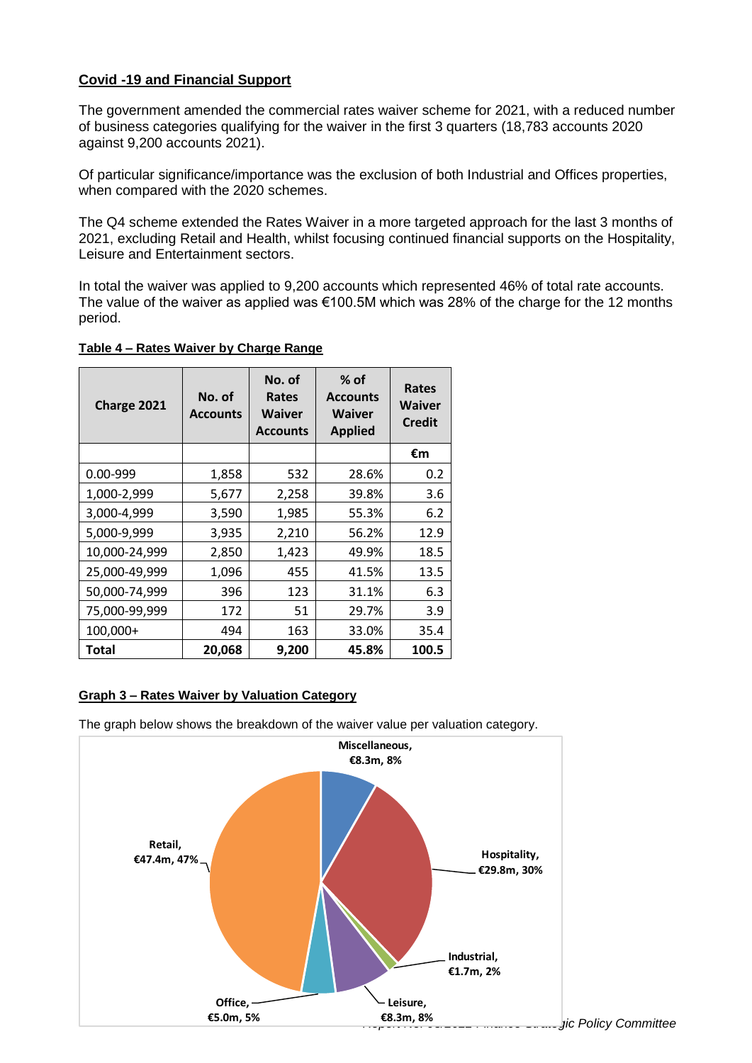**Covid -19 and Financial Support**

The government amended the commercial rates waiver scheme for 2021, with a reduced number of business categories qualifying for the waiver in the first 3 quarters (18,783 accounts 2020 against 9,200 accounts 2021).

Of particular significance/importance was the exclusion of both Industrial and Offices properties, when compared with the 2020 schemes.

The Q4 scheme extended the Rates Waiver in a more targeted approach for the last 3 months of 2021, excluding Retail and Health, whilst focusing continued financial supports on the Hospitality, Leisure and Entertainment sectors.

In total the waiver was applied to 9,200 accounts which represented 46% of total rate accounts. The value of the waiver as applied was €100.5M which was 28% of the charge for the 12 months period.

**Table 4 – Rates Waiver by Charge Range**

| Charge 2021 | No. of Accounts | No. of Rates Waiver Accounts | % of Accounts Waiver Applied | Rates Waiver Credit |
|---|---|---|---|---|
| | | | | €m |
| 0.00-999 | 1,858 | 532 | 28.6% | 0.2 |
| 1,000-2,999 | 5,677 | 2,258 | 39.8% | 3.6 |
| 3,000-4,999 | 3,590 | 1,985 | 55.3% | 6.2 |
| 5,000-9,999 | 3,935 | 2,210 | 56.2% | 12.9 |
| 10,000-24,999 | 2,850 | 1,423 | 49.9% | 18.5 |
| 25,000-49,999 | 1,096 | 455 | 41.5% | 13.5 |
| 50,000-74,999 | 396 | 123 | 31.1% | 6.3 |
| 75,000-99,999 | 172 | 51 | 29.7% | 3.9 |
| 100,000+ | 494 | 163 | 33.0% | 35.4 |
| **Total** | **20,068** | **9,200** | **45.8%** | **100.5** |

**Graph 3 – Rates Waiver by Valuation Category**

The graph below shows the breakdown of the waiver value per valuation category.

Miscellaneous, €8.3m, 8%
Hospitality, €29.8m, 30%
Industrial, €1.7m, 2%
Leisure, €8.3m, 8%
Office, €5.0m, 5%
Retail, €47.4m, 47%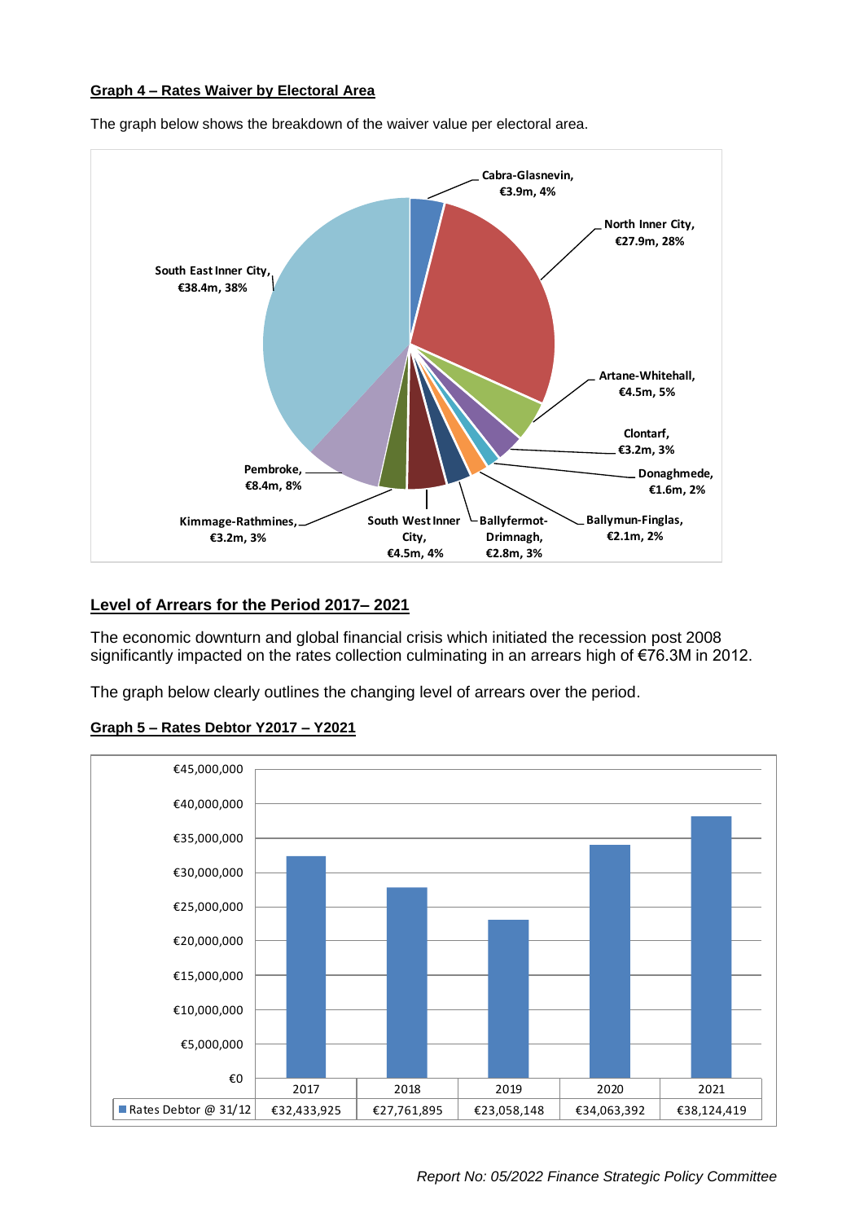**Graph 4 – Rates Waiver by Electoral Area**

The graph below shows the breakdown of the waiver value per electoral area.

| Electoral Area | Value | % |
|---|---|---|
| Cabra-Glasnevin | €3.9m | 4% |
| North Inner City | €27.9m | 28% |
| Artane-Whitehall | €4.5m | 5% |
| Clontarf | €3.2m | 3% |
| Donaghmede | €1.6m | 2% |
| Ballymun-Finglas | €2.1m | 2% |
| Ballyfermot-Drimnagh | €2.8m | 3% |
| South West Inner City | €4.5m | 4% |
| Kimmage-Rathmines | €3.2m | 3% |
| Pembroke | €8.4m | 8% |
| South East Inner City | €38.4m | 38% |

## Level of Arrears for the Period 2017– 2021

The economic downturn and global financial crisis which initiated the recession post 2008 significantly impacted on the rates collection culminating in an arrears high of €76.3M in 2012.

The graph below clearly outlines the changing level of arrears over the period.

**Graph 5 – Rates Debtor Y2017 – Y2021**

| | 2017 | 2018 | 2019 | 2020 | 2021 |
|---|---|---|---|---|---|
| Rates Debtor @ 31/12 | €32,433,925 | €27,761,895 | €23,058,148 | €34,063,392 | €38,124,419 |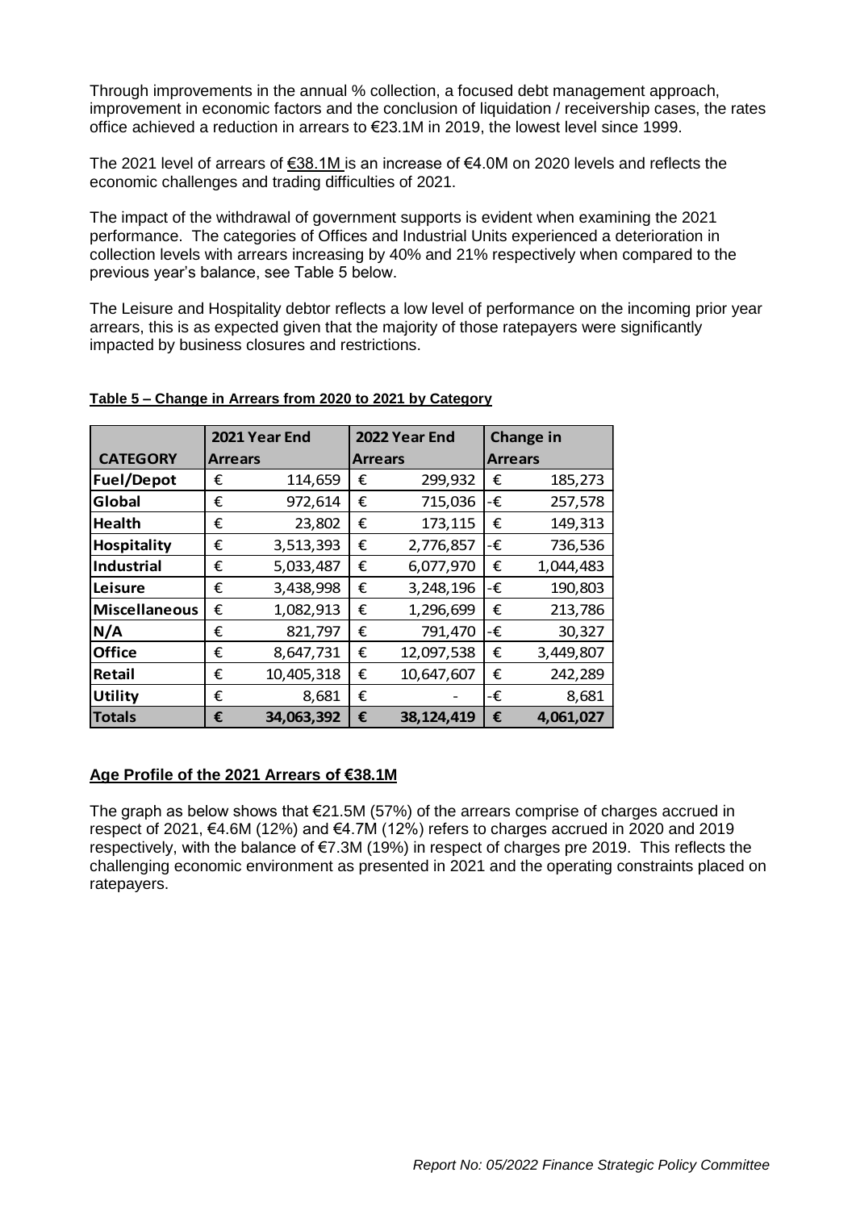Through improvements in the annual % collection, a focused debt management approach, improvement in economic factors and the conclusion of liquidation / receivership cases, the rates office achieved a reduction in arrears to €23.1M in 2019, the lowest level since 1999.

The 2021 level of arrears of €38.1M is an increase of €4.0M on 2020 levels and reflects the economic challenges and trading difficulties of 2021.

The impact of the withdrawal of government supports is evident when examining the 2021 performance. The categories of Offices and Industrial Units experienced a deterioration in collection levels with arrears increasing by 40% and 21% respectively when compared to the previous year's balance, see Table 5 below.

The Leisure and Hospitality debtor reflects a low level of performance on the incoming prior year arrears, this is as expected given that the majority of those ratepayers were significantly impacted by business closures and restrictions.

**Table 5 – Change in Arrears from 2020 to 2021 by Category**

| CATEGORY | 2021 Year End Arrears | 2022 Year End Arrears | Change in Arrears |
|---|---|---|---|
| **Fuel/Depot** | € 114,659 | € 299,932 | € 185,273 |
| **Global** | € 972,614 | € 715,036 | -€ 257,578 |
| **Health** | € 23,802 | € 173,115 | € 149,313 |
| **Hospitality** | € 3,513,393 | € 2,776,857 | -€ 736,536 |
| **Industrial** | € 5,033,487 | € 6,077,970 | € 1,044,483 |
| **Leisure** | € 3,438,998 | € 3,248,196 | -€ 190,803 |
| **Miscellaneous** | € 1,082,913 | € 1,296,699 | € 213,786 |
| **N/A** | € 821,797 | € 791,470 | -€ 30,327 |
| **Office** | € 8,647,731 | € 12,097,538 | € 3,449,807 |
| **Retail** | € 10,405,318 | € 10,647,607 | € 242,289 |
| **Utility** | € 8,681 | € - | -€ 8,681 |
| **Totals** | **€ 34,063,392** | **€ 38,124,419** | **€ 4,061,027** |

## Age Profile of the 2021 Arrears of €38.1M

The graph as below shows that €21.5M (57%) of the arrears comprise of charges accrued in respect of 2021, €4.6M (12%) and €4.7M (12%) refers to charges accrued in 2020 and 2019 respectively, with the balance of €7.3M (19%) in respect of charges pre 2019. This reflects the challenging economic environment as presented in 2021 and the operating constraints placed on ratepayers.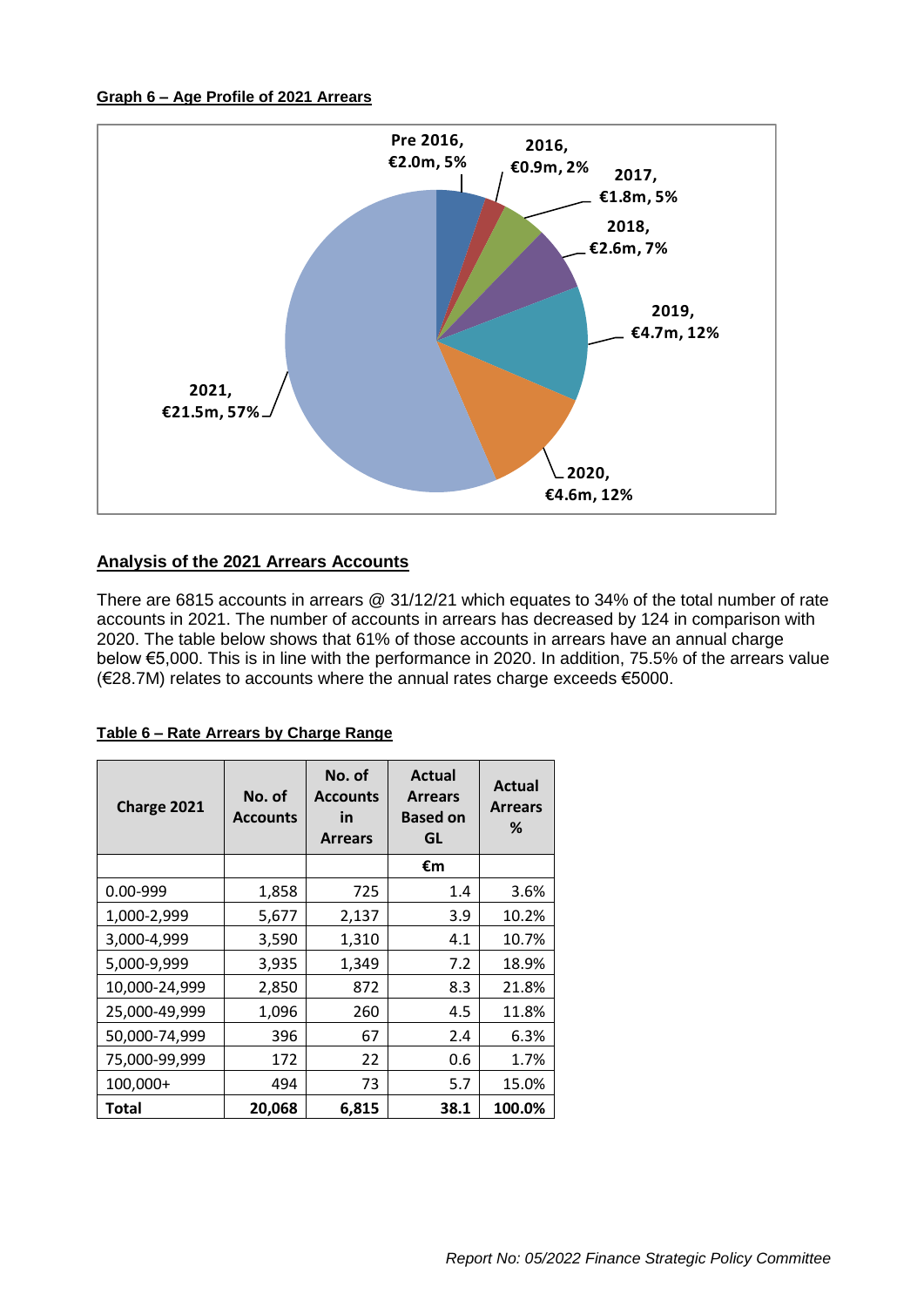**Graph 6 – Age Profile of 2021 Arrears**

Pre 2016, €2.0m, 5%

2016, €0.9m, 2%

2017, €1.8m, 5%

2018, €2.6m, 7%

2019, €4.7m, 12%

2020, €4.6m, 12%

2021, €21.5m, 57%

## Analysis of the 2021 Arrears Accounts

There are 6815 accounts in arrears @ 31/12/21 which equates to 34% of the total number of rate accounts in 2021. The number of accounts in arrears has decreased by 124 in comparison with 2020. The table below shows that 61% of those accounts in arrears have an annual charge below €5,000. This is in line with the performance in 2020. In addition, 75.5% of the arrears value (€28.7M) relates to accounts where the annual rates charge exceeds €5000.

**Table 6 – Rate Arrears by Charge Range**

| Charge 2021 | No. of Accounts | No. of Accounts in Arrears | Actual Arrears Based on GL | Actual Arrears % |
|---|---|---|---|---|
| | | | €m | |
| 0.00-999 | 1,858 | 725 | 1.4 | 3.6% |
| 1,000-2,999 | 5,677 | 2,137 | 3.9 | 10.2% |
| 3,000-4,999 | 3,590 | 1,310 | 4.1 | 10.7% |
| 5,000-9,999 | 3,935 | 1,349 | 7.2 | 18.9% |
| 10,000-24,999 | 2,850 | 872 | 8.3 | 21.8% |
| 25,000-49,999 | 1,096 | 260 | 4.5 | 11.8% |
| 50,000-74,999 | 396 | 67 | 2.4 | 6.3% |
| 75,000-99,999 | 172 | 22 | 0.6 | 1.7% |
| 100,000+ | 494 | 73 | 5.7 | 15.0% |
| **Total** | **20,068** | **6,815** | **38.1** | **100.0%** |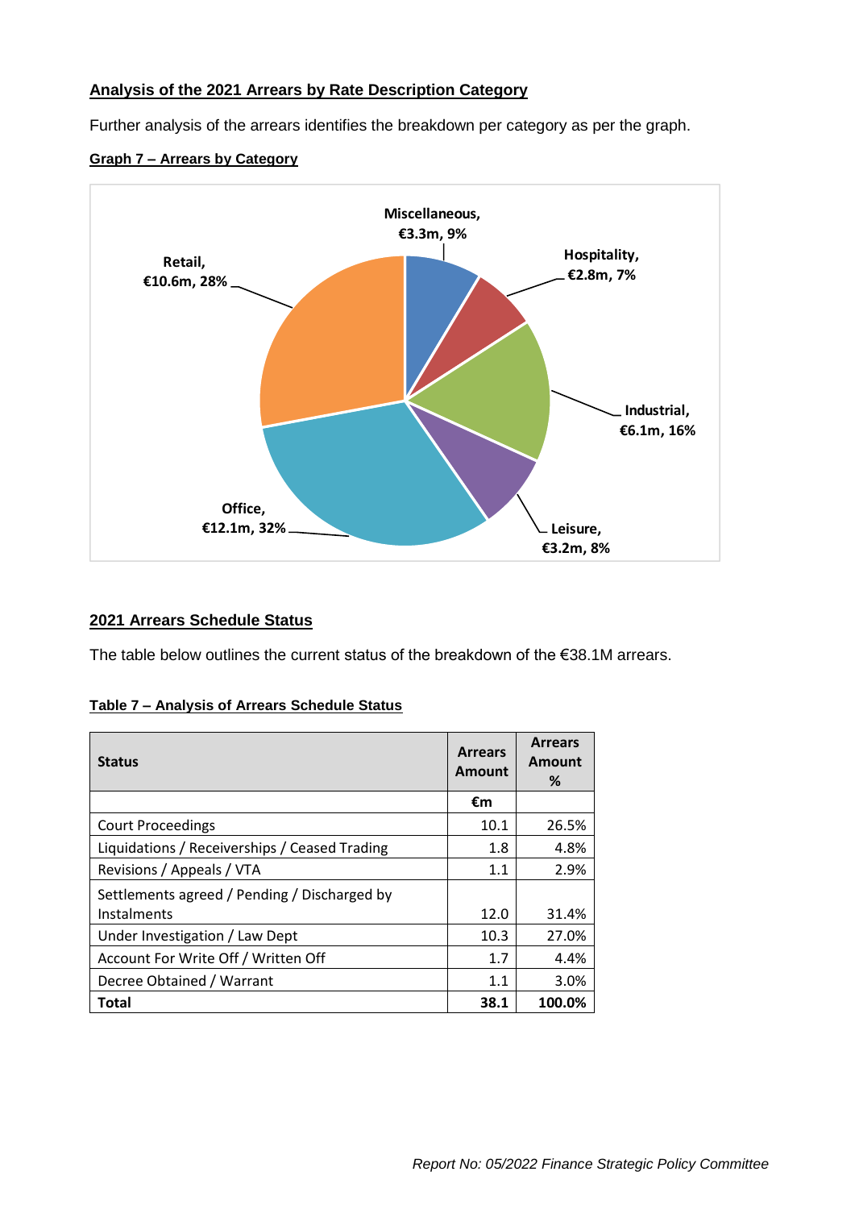## Analysis of the 2021 Arrears by Rate Description Category

Further analysis of the arrears identifies the breakdown per category as per the graph.

**Graph 7 – Arrears by Category**

Miscellaneous, €3.3m, 9%
Hospitality, €2.8m, 7%
Industrial, €6.1m, 16%
Leisure, €3.2m, 8%
Office, €12.1m, 32%
Retail, €10.6m, 28%

## 2021 Arrears Schedule Status

The table below outlines the current status of the breakdown of the €38.1M arrears.

**Table 7 – Analysis of Arrears Schedule Status**

| Status | Arrears Amount | Arrears Amount % |
|---|---|---|
| | €m | |
| Court Proceedings | 10.1 | 26.5% |
| Liquidations / Receiverships / Ceased Trading | 1.8 | 4.8% |
| Revisions / Appeals / VTA | 1.1 | 2.9% |
| Settlements agreed / Pending / Discharged by Instalments | 12.0 | 31.4% |
| Under Investigation / Law Dept | 10.3 | 27.0% |
| Account For Write Off / Written Off | 1.7 | 4.4% |
| Decree Obtained / Warrant | 1.1 | 3.0% |
| **Total** | **38.1** | **100.0%** |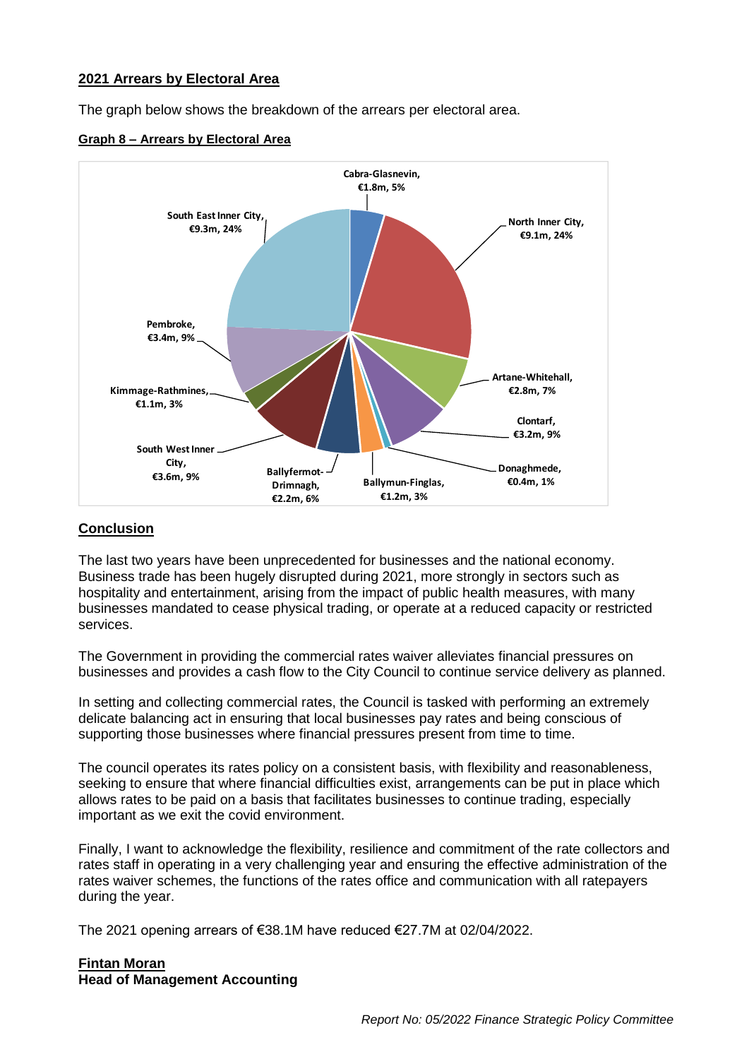## 2021 Arrears by Electoral Area

The graph below shows the breakdown of the arrears per electoral area.

**Graph 8 – Arrears by Electoral Area**

Cabra-Glasnevin, €1.8m, 5%
North Inner City, €9.1m, 24%
Artane-Whitehall, €2.8m, 7%
Clontarf, €3.2m, 9%
Donaghmede, €0.4m, 1%
Ballymun-Finglas, €1.2m, 3%
Ballyfermot-Drimnagh, €2.2m, 6%
South West Inner City, €3.6m, 9%
Kimmage-Rathmines, €1.1m, 3%
Pembroke, €3.4m, 9%
South East Inner City, €9.3m, 24%

## Conclusion

The last two years have been unprecedented for businesses and the national economy. Business trade has been hugely disrupted during 2021, more strongly in sectors such as hospitality and entertainment, arising from the impact of public health measures, with many businesses mandated to cease physical trading, or operate at a reduced capacity or restricted services.

The Government in providing the commercial rates waiver alleviates financial pressures on businesses and provides a cash flow to the City Council to continue service delivery as planned.

In setting and collecting commercial rates, the Council is tasked with performing an extremely delicate balancing act in ensuring that local businesses pay rates and being conscious of supporting those businesses where financial pressures present from time to time.

The council operates its rates policy on a consistent basis, with flexibility and reasonableness, seeking to ensure that where financial difficulties exist, arrangements can be put in place which allows rates to be paid on a basis that facilitates businesses to continue trading, especially important as we exit the covid environment.

Finally, I want to acknowledge the flexibility, resilience and commitment of the rate collectors and rates staff in operating in a very challenging year and ensuring the effective administration of the rates waiver schemes, the functions of the rates office and communication with all ratepayers during the year.

The 2021 opening arrears of €38.1M have reduced €27.7M at 02/04/2022.

**Fintan Moran**
**Head of Management Accounting**

*Report No: 05/2022 Finance Strategic Policy Committee*